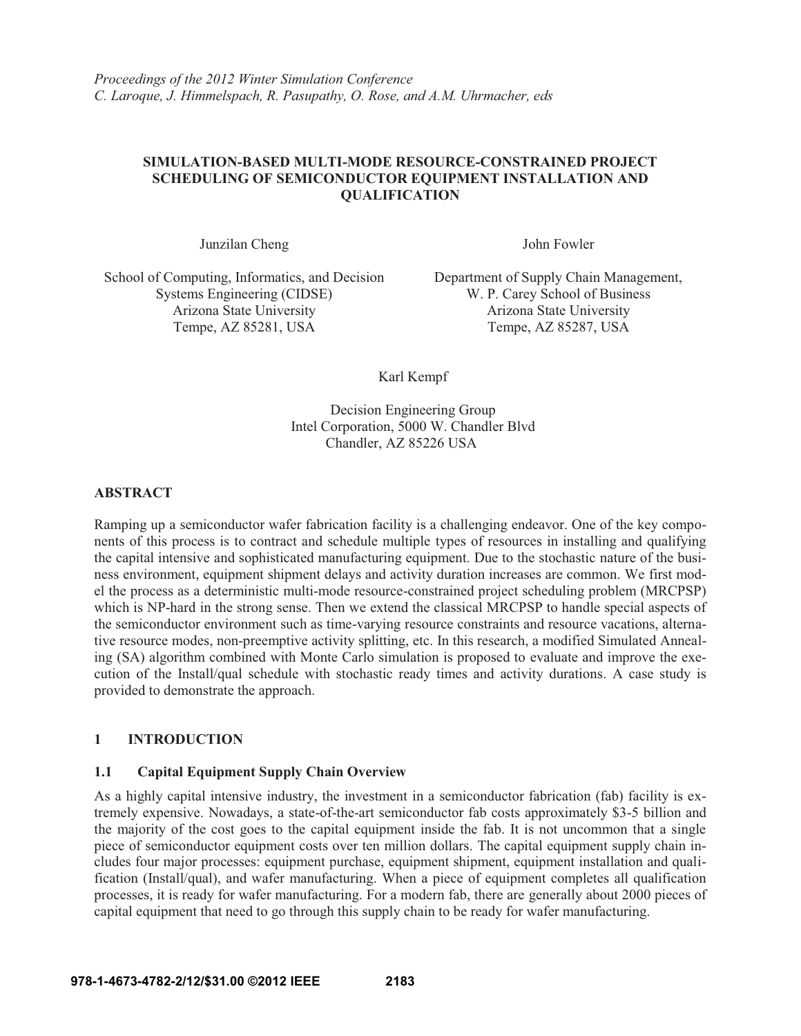*Proceedings of the 2012 Winter Simulation Conference*
*C. Laroque, J. Himmelspach, R. Pasupathy, O. Rose, and A.M. Uhrmacher, eds*

# SIMULATION-BASED MULTI-MODE RESOURCE-CONSTRAINED PROJECT SCHEDULING OF SEMICONDUCTOR EQUIPMENT INSTALLATION AND QUALIFICATION

Junzilan Cheng

School of Computing, Informatics, and Decision Systems Engineering (CIDSE)
Arizona State University
Tempe, AZ 85281, USA

John Fowler

Department of Supply Chain Management,
W. P. Carey School of Business
Arizona State University
Tempe, AZ 85287, USA

Karl Kempf

Decision Engineering Group
Intel Corporation, 5000 W. Chandler Blvd
Chandler, AZ 85226 USA

## ABSTRACT

Ramping up a semiconductor wafer fabrication facility is a challenging endeavor. One of the key components of this process is to contract and schedule multiple types of resources in installing and qualifying the capital intensive and sophisticated manufacturing equipment. Due to the stochastic nature of the business environment, equipment shipment delays and activity duration increases are common. We first model the process as a deterministic multi-mode resource-constrained project scheduling problem (MRCPSP) which is NP-hard in the strong sense. Then we extend the classical MRCPSP to handle special aspects of the semiconductor environment such as time-varying resource constraints and resource vacations, alternative resource modes, non-preemptive activity splitting, etc. In this research, a modified Simulated Annealing (SA) algorithm combined with Monte Carlo simulation is proposed to evaluate and improve the execution of the Install/qual schedule with stochastic ready times and activity durations. A case study is provided to demonstrate the approach.

## 1 INTRODUCTION

### 1.1 Capital Equipment Supply Chain Overview

As a highly capital intensive industry, the investment in a semiconductor fabrication (fab) facility is extremely expensive. Nowadays, a state-of-the-art semiconductor fab costs approximately $3-5 billion and the majority of the cost goes to the capital equipment inside the fab. It is not uncommon that a single piece of semiconductor equipment costs over ten million dollars. The capital equipment supply chain includes four major processes: equipment purchase, equipment shipment, equipment installation and qualification (Install/qual), and wafer manufacturing. When a piece of equipment completes all qualification processes, it is ready for wafer manufacturing. For a modern fab, there are generally about 2000 pieces of capital equipment that need to go through this supply chain to be ready for wafer manufacturing.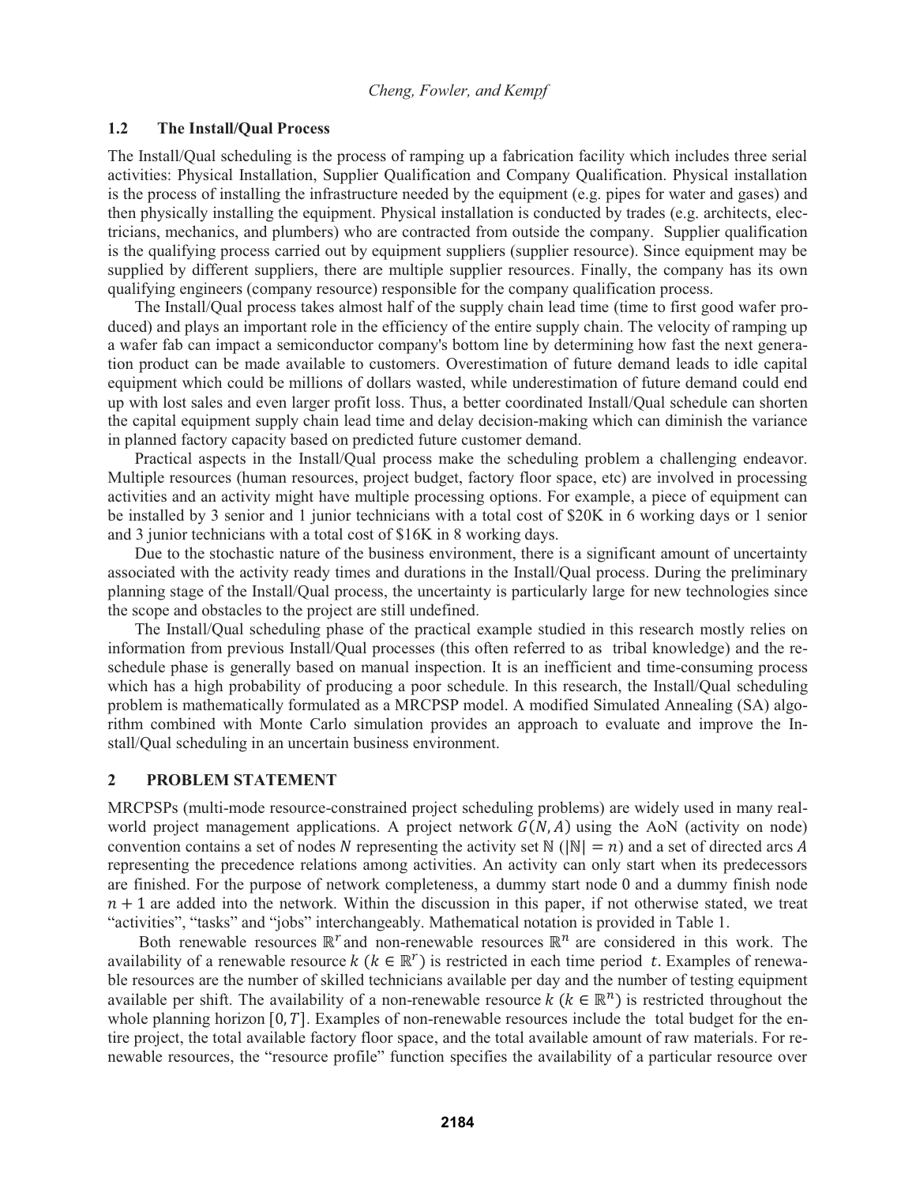### 1.2 The Install/Qual Process

The Install/Qual scheduling is the process of ramping up a fabrication facility which includes three serial activities: Physical Installation, Supplier Qualification and Company Qualification. Physical installation is the process of installing the infrastructure needed by the equipment (e.g. pipes for water and gases) and then physically installing the equipment. Physical installation is conducted by trades (e.g. architects, electricians, mechanics, and plumbers) who are contracted from outside the company. Supplier qualification is the qualifying process carried out by equipment suppliers (supplier resource). Since equipment may be supplied by different suppliers, there are multiple supplier resources. Finally, the company has its own qualifying engineers (company resource) responsible for the company qualification process.

The Install/Qual process takes almost half of the supply chain lead time (time to first good wafer produced) and plays an important role in the efficiency of the entire supply chain. The velocity of ramping up a wafer fab can impact a semiconductor company's bottom line by determining how fast the next generation product can be made available to customers. Overestimation of future demand leads to idle capital equipment which could be millions of dollars wasted, while underestimation of future demand could end up with lost sales and even larger profit loss. Thus, a better coordinated Install/Qual schedule can shorten the capital equipment supply chain lead time and delay decision-making which can diminish the variance in planned factory capacity based on predicted future customer demand.

Practical aspects in the Install/Qual process make the scheduling problem a challenging endeavor. Multiple resources (human resources, project budget, factory floor space, etc) are involved in processing activities and an activity might have multiple processing options. For example, a piece of equipment can be installed by 3 senior and 1 junior technicians with a total cost of \$20K in 6 working days or 1 senior and 3 junior technicians with a total cost of \$16K in 8 working days.

Due to the stochastic nature of the business environment, there is a significant amount of uncertainty associated with the activity ready times and durations in the Install/Qual process. During the preliminary planning stage of the Install/Qual process, the uncertainty is particularly large for new technologies since the scope and obstacles to the project are still undefined.

The Install/Qual scheduling phase of the practical example studied in this research mostly relies on information from previous Install/Qual processes (this often referred to as tribal knowledge) and the reschedule phase is generally based on manual inspection. It is an inefficient and time-consuming process which has a high probability of producing a poor schedule. In this research, the Install/Qual scheduling problem is mathematically formulated as a MRCPSP model. A modified Simulated Annealing (SA) algorithm combined with Monte Carlo simulation provides an approach to evaluate and improve the Install/Qual scheduling in an uncertain business environment.

## 2 PROBLEM STATEMENT

MRCPSPs (multi-mode resource-constrained project scheduling problems) are widely used in many real-world project management applications. A project network $G(N, A)$ using the AoN (activity on node) convention contains a set of nodes $N$ representing the activity set $\mathbb{N}$ ($|\mathbb{N}| = n$) and a set of directed arcs $A$ representing the precedence relations among activities. An activity can only start when its predecessors are finished. For the purpose of network completeness, a dummy start node 0 and a dummy finish node $n + 1$ are added into the network. Within the discussion in this paper, if not otherwise stated, we treat "activities", "tasks" and "jobs" interchangeably. Mathematical notation is provided in Table 1.

Both renewable resources $\mathbb{R}^r$ and non-renewable resources $\mathbb{R}^n$ are considered in this work. The availability of a renewable resource $k$ ($k \in \mathbb{R}^r$) is restricted in each time period $t$. Examples of renewable resources are the number of skilled technicians available per day and the number of testing equipment available per shift. The availability of a non-renewable resource $k$ ($k \in \mathbb{R}^n$) is restricted throughout the whole planning horizon $[0, T]$. Examples of non-renewable resources include the total budget for the entire project, the total available factory floor space, and the total available amount of raw materials. For renewable resources, the "resource profile" function specifies the availability of a particular resource over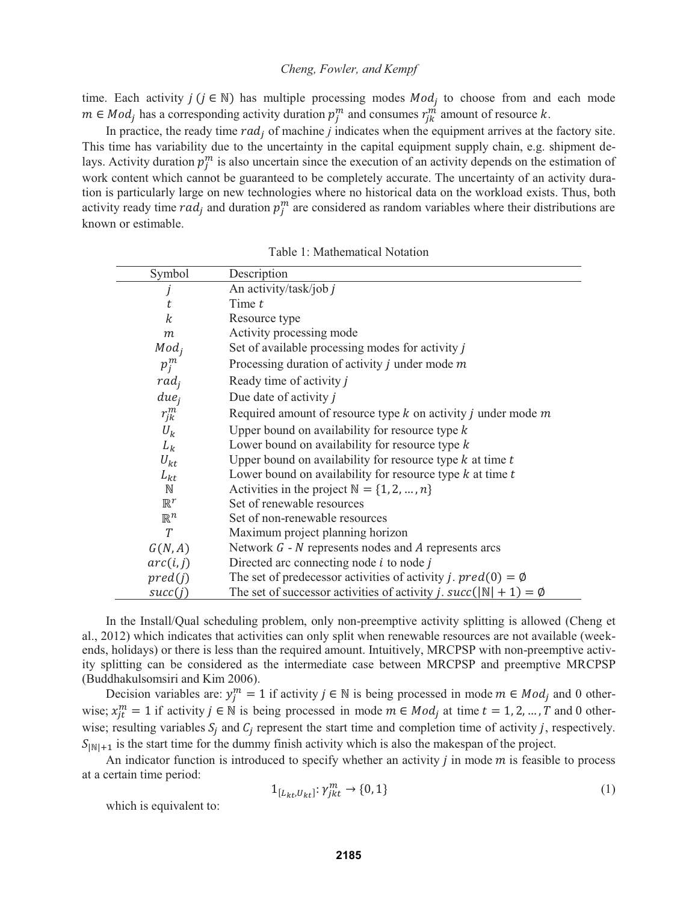time. Each activity $j$ ($j \in \mathbb{N}$) has multiple processing modes $Mod_j$ to choose from and each mode $m \in Mod_j$ has a corresponding activity duration $p_j^m$ and consumes $r_{jk}^m$ amount of resource $k$.

In practice, the ready time $rad_j$ of machine $j$ indicates when the equipment arrives at the factory site. This time has variability due to the uncertainty in the capital equipment supply chain, e.g. shipment delays. Activity duration $p_j^m$ is also uncertain since the execution of an activity depends on the estimation of work content which cannot be guaranteed to be completely accurate. The uncertainty of an activity duration is particularly large on new technologies where no historical data on the workload exists. Thus, both activity ready time $rad_j$ and duration $p_j^m$ are considered as random variables where their distributions are known or estimable.

Table 1: Mathematical Notation

| Symbol | Description |
|---|---|
| $j$ | An activity/task/job $j$ |
| $t$ | Time $t$ |
| $k$ | Resource type |
| $m$ | Activity processing mode |
| $Mod_j$ | Set of available processing modes for activity $j$ |
| $p_j^m$ | Processing duration of activity $j$ under mode $m$ |
| $rad_j$ | Ready time of activity $j$ |
| $due_j$ | Due date of activity $j$ |
| $r_{jk}^m$ | Required amount of resource type $k$ on activity $j$ under mode $m$ |
| $U_k$ | Upper bound on availability for resource type $k$ |
| $L_k$ | Lower bound on availability for resource type $k$ |
| $U_{kt}$ | Upper bound on availability for resource type $k$ at time $t$ |
| $L_{kt}$ | Lower bound on availability for resource type $k$ at time $t$ |
| $\mathbb{N}$ | Activities in the project $\mathbb{N} = \{1, 2, \dots, n\}$ |
| $\mathbb{R}^r$ | Set of renewable resources |
| $\mathbb{R}^n$ | Set of non-renewable resources |
| $T$ | Maximum project planning horizon |
| $G(N, A)$ | Network $G$ - $N$ represents nodes and $A$ represents arcs |
| $arc(i, j)$ | Directed arc connecting node $i$ to node $j$ |
| $pred(j)$ | The set of predecessor activities of activity $j$. $pred(0) = \emptyset$ |
| $succ(j)$ | The set of successor activities of activity $j$. $succ(\|\mathbb{N}\| + 1) = \emptyset$ |

In the Install/Qual scheduling problem, only non-preemptive activity splitting is allowed (Cheng et al., 2012) which indicates that activities can only split when renewable resources are not available (weekends, holidays) or there is less than the required amount. Intuitively, MRCPSP with non-preemptive activity splitting can be considered as the intermediate case between MRCPSP and preemptive MRCPSP (Buddhakulsomsiri and Kim 2006).

Decision variables are: $y_j^m = 1$ if activity $j \in \mathbb{N}$ is being processed in mode $m \in Mod_j$ and 0 otherwise; $x_{jt}^m = 1$ if activity $j \in \mathbb{N}$ is being processed in mode $m \in Mod_j$ at time $t = 1, 2, \dots, T$ and 0 otherwise; resulting variables $S_j$ and $C_j$ represent the start time and completion time of activity $j$, respectively. $S_{|\mathbb{N}|+1}$ is the start time for the dummy finish activity which is also the makespan of the project.

An indicator function is introduced to specify whether an activity $j$ in mode $m$ is feasible to process at a certain time period:

$$1_{[L_{kt}, U_{kt}]}: \gamma_{jkt}^m \rightarrow \{0, 1\} \tag{1}$$

which is equivalent to: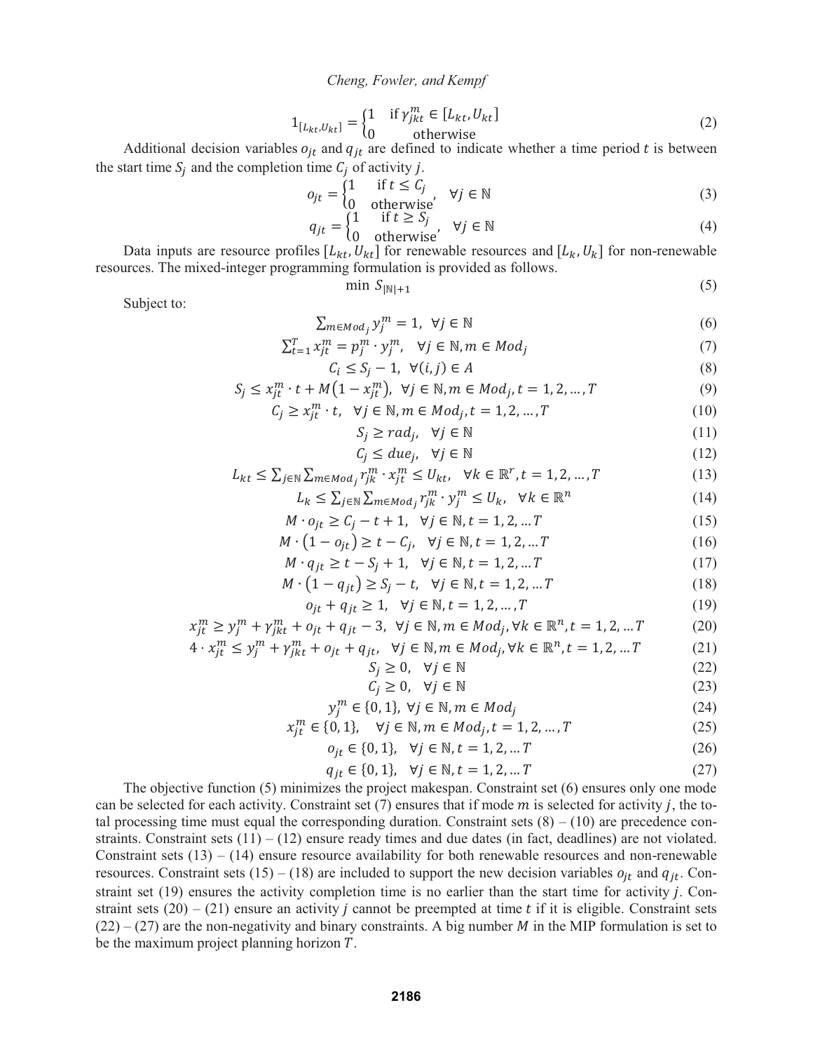$$1_{[L_{kt},U_{kt}]} = \begin{cases} 1 & \text{if } \gamma_{jkt}^{m} \in [L_{kt}, U_{kt}] \\ 0 & \text{otherwise} \end{cases} \tag{2}$$

Additional decision variables $o_{jt}$ and $q_{jt}$ are defined to indicate whether a time period $t$ is between the start time $S_j$ and the completion time $C_j$ of activity $j$.

$$o_{jt} = \begin{cases} 1 & \text{if } t \le C_j \\ 0 & \text{otherwise} \end{cases}, \quad \forall j \in \mathbb{N} \tag{3}$$

$$q_{jt} = \begin{cases} 1 & \text{if } t \ge S_j \\ 0 & \text{otherwise} \end{cases}, \quad \forall j \in \mathbb{N} \tag{4}$$

Data inputs are resource profiles $[L_{kt}, U_{kt}]$ for renewable resources and $[L_k, U_k]$ for non-renewable resources. The mixed-integer programming formulation is provided as follows.

$$\min \; S_{|\mathbb{N}|+1} \tag{5}$$

Subject to:

$$\textstyle\sum_{m \in Mod_j} y_j^m = 1, \;\; \forall j \in \mathbb{N} \tag{6}$$

$$\textstyle\sum_{t=1}^{T} x_{jt}^m = p_j^m \cdot y_j^m, \quad \forall j \in \mathbb{N}, m \in Mod_j \tag{7}$$

$$C_i \le S_j - 1, \;\; \forall (i,j) \in A \tag{8}$$

$$S_j \le x_{jt}^m \cdot t + M\left(1 - x_{jt}^m\right), \;\; \forall j \in \mathbb{N}, m \in Mod_j, t = 1, 2, \ldots, T \tag{9}$$

$$C_j \ge x_{jt}^m \cdot t, \quad \forall j \in \mathbb{N}, m \in Mod_j, t = 1, 2, \ldots, T \tag{10}$$

$$S_j \ge rad_j, \quad \forall j \in \mathbb{N} \tag{11}$$

$$C_j \le due_j, \quad \forall j \in \mathbb{N} \tag{12}$$

$$L_{kt} \le \textstyle\sum_{j \in \mathbb{N}} \sum_{m \in Mod_j} r_{jk}^m \cdot x_{jt}^m \le U_{kt}, \quad \forall k \in \mathbb{R}^r, t = 1, 2, \ldots, T \tag{13}$$

$$L_k \le \textstyle\sum_{j \in \mathbb{N}} \sum_{m \in Mod_j} r_{jk}^m \cdot y_j^m \le U_k, \quad \forall k \in \mathbb{R}^n \tag{14}$$

$$M \cdot o_{jt} \ge C_j - t + 1, \quad \forall j \in \mathbb{N}, t = 1, 2, \ldots T \tag{15}$$

$$M \cdot \left(1 - o_{jt}\right) \ge t - C_j, \quad \forall j \in \mathbb{N}, t = 1, 2, \ldots T \tag{16}$$

$$M \cdot q_{jt} \ge t - S_j + 1, \quad \forall j \in \mathbb{N}, t = 1, 2, \ldots T \tag{17}$$

$$M \cdot \left(1 - q_{jt}\right) \ge S_j - t, \quad \forall j \in \mathbb{N}, t = 1, 2, \ldots T \tag{18}$$

$$o_{jt} + q_{jt} \ge 1, \quad \forall j \in \mathbb{N}, t = 1, 2, \ldots, T \tag{19}$$

$$x_{jt}^m \ge y_j^m + \gamma_{jkt}^m + o_{jt} + q_{jt} - 3, \;\; \forall j \in \mathbb{N}, m \in Mod_j, \forall k \in \mathbb{R}^n, t = 1, 2, \ldots T \tag{20}$$

$$4 \cdot x_{jt}^m \le y_j^m + \gamma_{jkt}^m + o_{jt} + q_{jt}, \quad \forall j \in \mathbb{N}, m \in Mod_j, \forall k \in \mathbb{R}^n, t = 1, 2, \ldots T \tag{21}$$

$$S_j \ge 0, \quad \forall j \in \mathbb{N} \tag{22}$$

$$C_j \ge 0, \quad \forall j \in \mathbb{N} \tag{23}$$

$$y_j^m \in \{0, 1\}, \; \forall j \in \mathbb{N}, m \in Mod_j \tag{24}$$

$$x_{jt}^m \in \{0, 1\}, \quad \forall j \in \mathbb{N}, m \in Mod_j, t = 1, 2, \ldots, T \tag{25}$$

$$o_{jt} \in \{0, 1\}, \quad \forall j \in \mathbb{N}, t = 1, 2, \ldots T \tag{26}$$

$$q_{jt} \in \{0, 1\}, \quad \forall j \in \mathbb{N}, t = 1, 2, \ldots T \tag{27}$$

The objective function (5) minimizes the project makespan. Constraint set (6) ensures only one mode can be selected for each activity. Constraint set (7) ensures that if mode $m$ is selected for activity $j$, the total processing time must equal the corresponding duration. Constraint sets (8) – (10) are precedence constraints. Constraint sets (11) – (12) ensure ready times and due dates (in fact, deadlines) are not violated. Constraint sets (13) – (14) ensure resource availability for both renewable resources and non-renewable resources. Constraint sets (15) – (18) are included to support the new decision variables $o_{jt}$ and $q_{jt}$. Constraint set (19) ensures the activity completion time is no earlier than the start time for activity $j$. Constraint sets (20) – (21) ensure an activity $j$ cannot be preempted at time $t$ if it is eligible. Constraint sets (22) – (27) are the non-negativity and binary constraints. A big number $M$ in the MIP formulation is set to be the maximum project planning horizon $T$.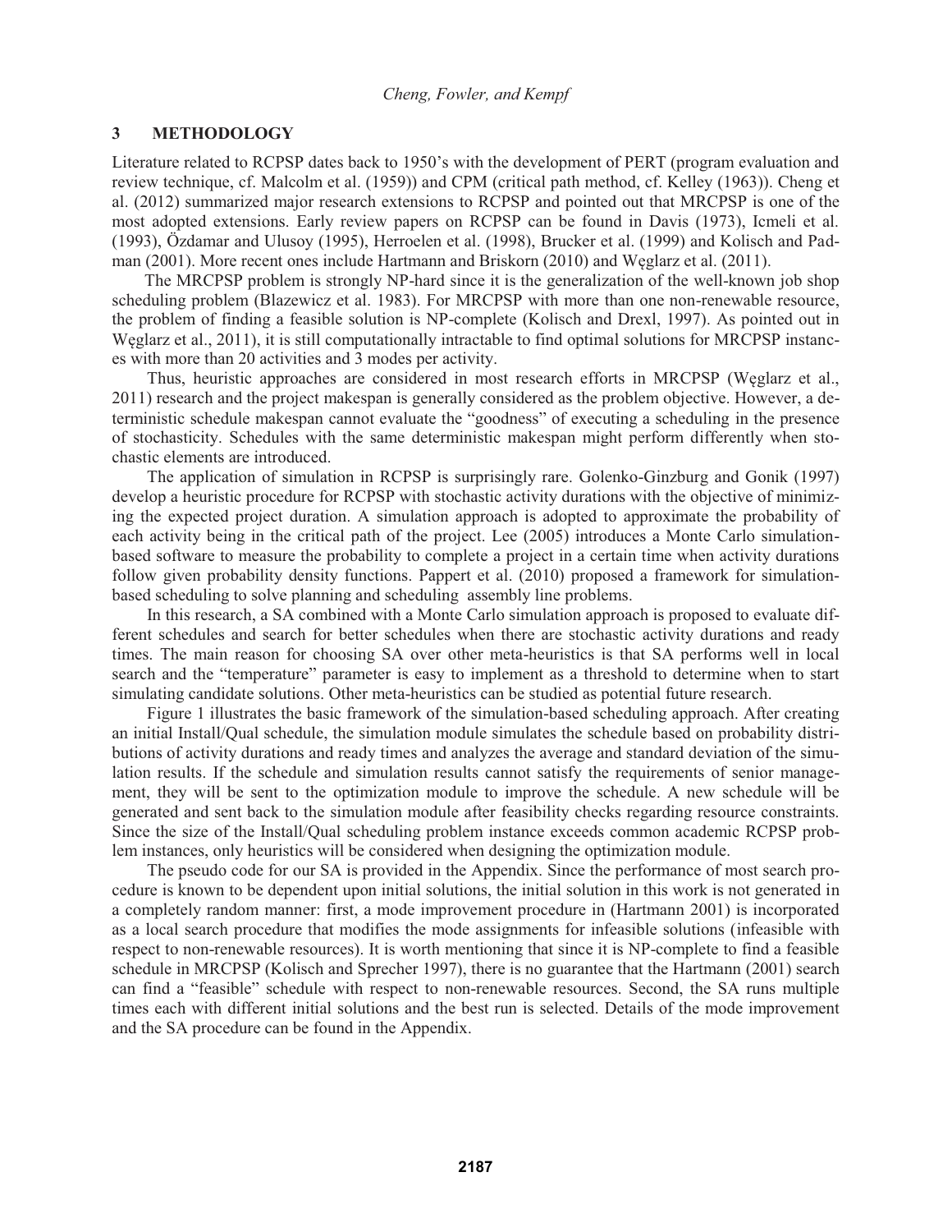## 3 METHODOLOGY

Literature related to RCPSP dates back to 1950's with the development of PERT (program evaluation and review technique, cf. Malcolm et al. (1959)) and CPM (critical path method, cf. Kelley (1963)). Cheng et al. (2012) summarized major research extensions to RCPSP and pointed out that MRCPSP is one of the most adopted extensions. Early review papers on RCPSP can be found in Davis (1973), Icmeli et al. (1993), Özdamar and Ulusoy (1995), Herroelen et al. (1998), Brucker et al. (1999) and Kolisch and Padman (2001). More recent ones include Hartmann and Briskorn (2010) and Węglarz et al. (2011).

The MRCPSP problem is strongly NP-hard since it is the generalization of the well-known job shop scheduling problem (Blazewicz et al. 1983). For MRCPSP with more than one non-renewable resource, the problem of finding a feasible solution is NP-complete (Kolisch and Drexl, 1997). As pointed out in Węglarz et al., 2011), it is still computationally intractable to find optimal solutions for MRCPSP instances with more than 20 activities and 3 modes per activity.

Thus, heuristic approaches are considered in most research efforts in MRCPSP (Węglarz et al., 2011) research and the project makespan is generally considered as the problem objective. However, a deterministic schedule makespan cannot evaluate the "goodness" of executing a scheduling in the presence of stochasticity. Schedules with the same deterministic makespan might perform differently when stochastic elements are introduced.

The application of simulation in RCPSP is surprisingly rare. Golenko-Ginzburg and Gonik (1997) develop a heuristic procedure for RCPSP with stochastic activity durations with the objective of minimizing the expected project duration. A simulation approach is adopted to approximate the probability of each activity being in the critical path of the project. Lee (2005) introduces a Monte Carlo simulation-based software to measure the probability to complete a project in a certain time when activity durations follow given probability density functions. Pappert et al. (2010) proposed a framework for simulation-based scheduling to solve planning and scheduling assembly line problems.

In this research, a SA combined with a Monte Carlo simulation approach is proposed to evaluate different schedules and search for better schedules when there are stochastic activity durations and ready times. The main reason for choosing SA over other meta-heuristics is that SA performs well in local search and the "temperature" parameter is easy to implement as a threshold to determine when to start simulating candidate solutions. Other meta-heuristics can be studied as potential future research.

Figure 1 illustrates the basic framework of the simulation-based scheduling approach. After creating an initial Install/Qual schedule, the simulation module simulates the schedule based on probability distributions of activity durations and ready times and analyzes the average and standard deviation of the simulation results. If the schedule and simulation results cannot satisfy the requirements of senior management, they will be sent to the optimization module to improve the schedule. A new schedule will be generated and sent back to the simulation module after feasibility checks regarding resource constraints. Since the size of the Install/Qual scheduling problem instance exceeds common academic RCPSP problem instances, only heuristics will be considered when designing the optimization module.

The pseudo code for our SA is provided in the Appendix. Since the performance of most search procedure is known to be dependent upon initial solutions, the initial solution in this work is not generated in a completely random manner: first, a mode improvement procedure in (Hartmann 2001) is incorporated as a local search procedure that modifies the mode assignments for infeasible solutions (infeasible with respect to non-renewable resources). It is worth mentioning that since it is NP-complete to find a feasible schedule in MRCPSP (Kolisch and Sprecher 1997), there is no guarantee that the Hartmann (2001) search can find a "feasible" schedule with respect to non-renewable resources. Second, the SA runs multiple times each with different initial solutions and the best run is selected. Details of the mode improvement and the SA procedure can be found in the Appendix.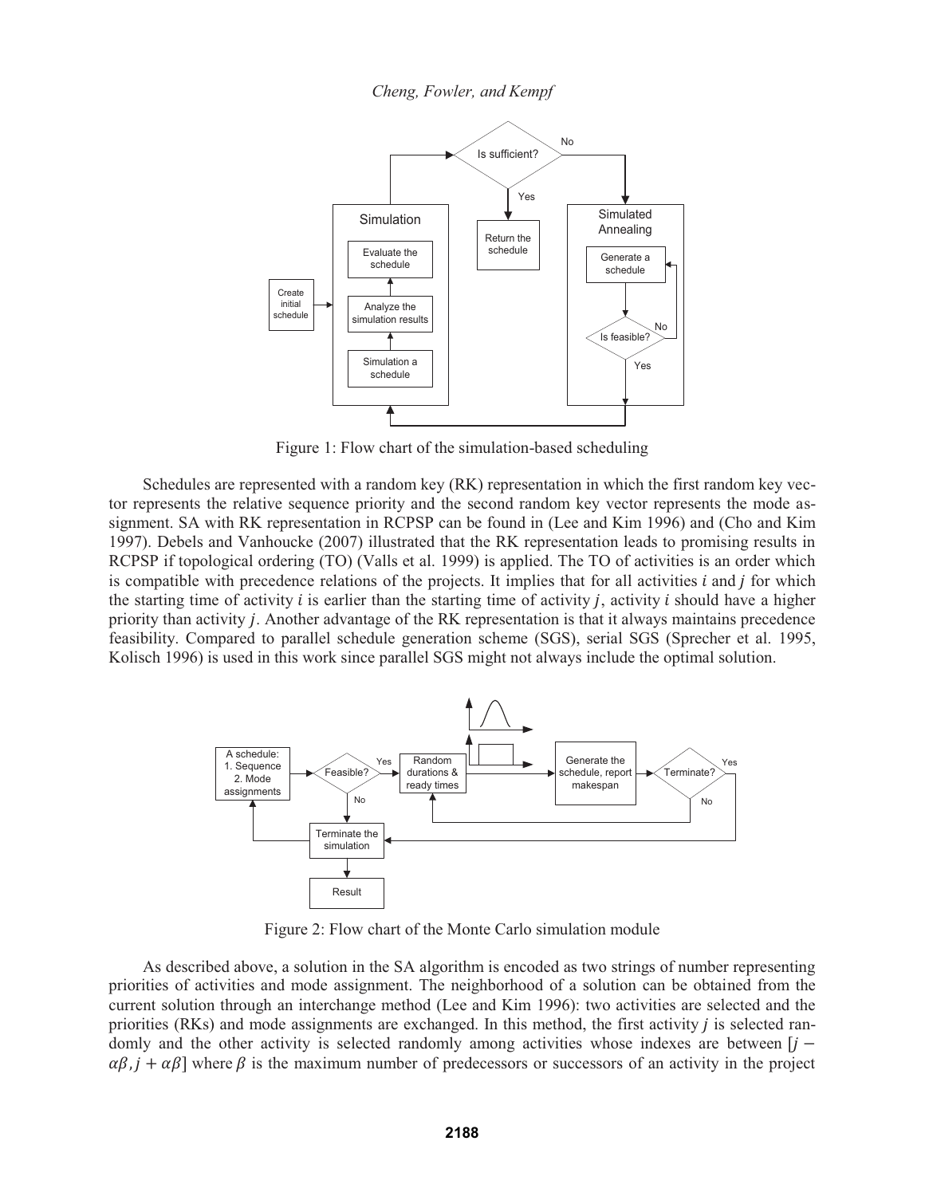Figure 1: Flow chart of the simulation-based scheduling

Schedules are represented with a random key (RK) representation in which the first random key vector represents the relative sequence priority and the second random key vector represents the mode assignment. SA with RK representation in RCPSP can be found in (Lee and Kim 1996) and (Cho and Kim 1997). Debels and Vanhoucke (2007) illustrated that the RK representation leads to promising results in RCPSP if topological ordering (TO) (Valls et al. 1999) is applied. The TO of activities is an order which is compatible with precedence relations of the projects. It implies that for all activities $i$ and $j$ for which the starting time of activity $i$ is earlier than the starting time of activity $j$, activity $i$ should have a higher priority than activity $j$. Another advantage of the RK representation is that it always maintains precedence feasibility. Compared to parallel schedule generation scheme (SGS), serial SGS (Sprecher et al. 1995, Kolisch 1996) is used in this work since parallel SGS might not always include the optimal solution.

Figure 2: Flow chart of the Monte Carlo simulation module

As described above, a solution in the SA algorithm is encoded as two strings of number representing priorities of activities and mode assignment. The neighborhood of a solution can be obtained from the current solution through an interchange method (Lee and Kim 1996): two activities are selected and the priorities (RKs) and mode assignments are exchanged. In this method, the first activity $j$ is selected randomly and the other activity is selected randomly among activities whose indexes are between $[j - \alpha\beta, j + \alpha\beta]$ where $\beta$ is the maximum number of predecessors or successors of an activity in the project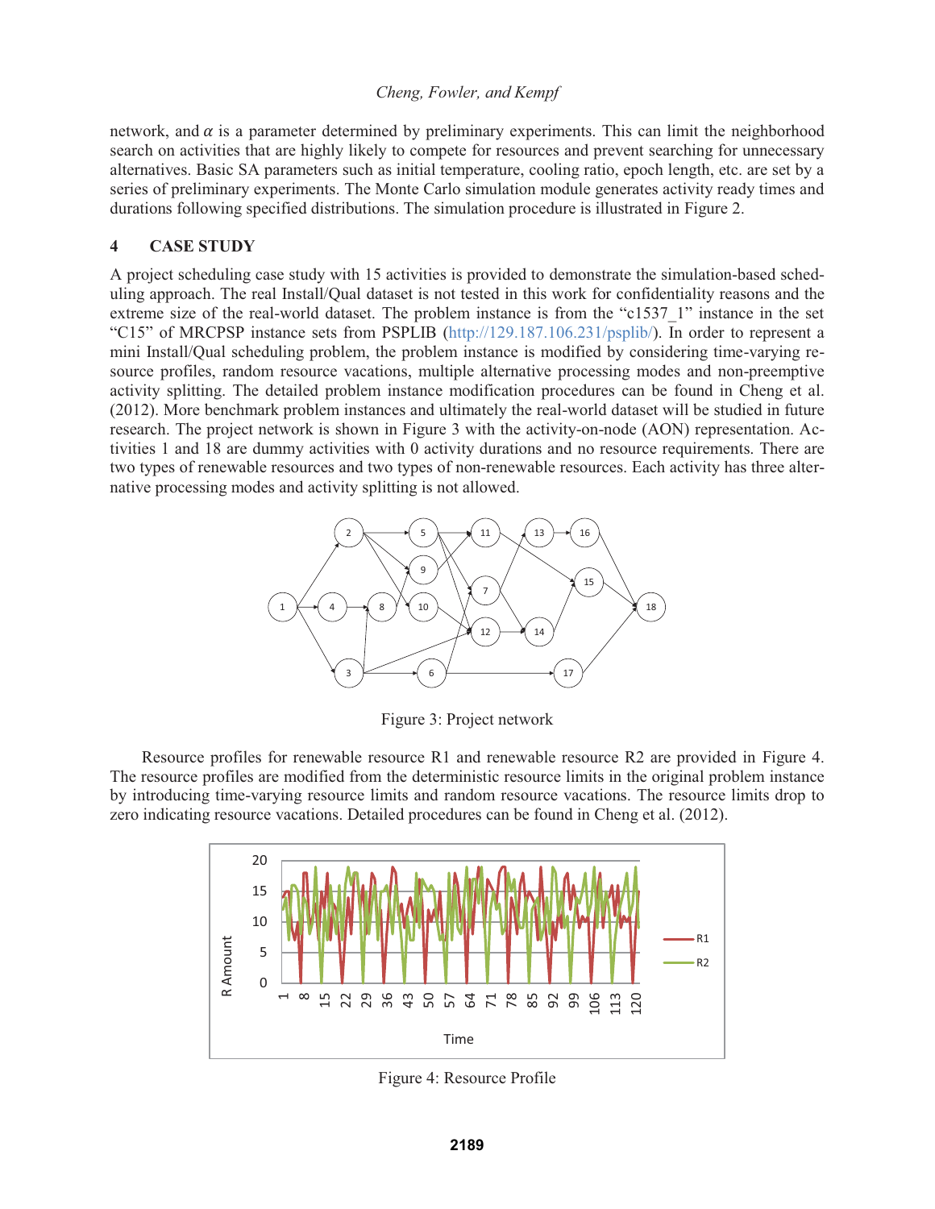network, and $\alpha$ is a parameter determined by preliminary experiments. This can limit the neighborhood search on activities that are highly likely to compete for resources and prevent searching for unnecessary alternatives. Basic SA parameters such as initial temperature, cooling ratio, epoch length, etc. are set by a series of preliminary experiments. The Monte Carlo simulation module generates activity ready times and durations following specified distributions. The simulation procedure is illustrated in Figure 2.

## 4 CASE STUDY

A project scheduling case study with 15 activities is provided to demonstrate the simulation-based scheduling approach. The real Install/Qual dataset is not tested in this work for confidentiality reasons and the extreme size of the real-world dataset. The problem instance is from the "c1537_1" instance in the set "C15" of MRCPSP instance sets from PSPLIB (http://129.187.106.231/psplib/). In order to represent a mini Install/Qual scheduling problem, the problem instance is modified by considering time-varying resource profiles, random resource vacations, multiple alternative processing modes and non-preemptive activity splitting. The detailed problem instance modification procedures can be found in Cheng et al. (2012). More benchmark problem instances and ultimately the real-world dataset will be studied in future research. The project network is shown in Figure 3 with the activity-on-node (AON) representation. Activities 1 and 18 are dummy activities with 0 activity durations and no resource requirements. There are two types of renewable resources and two types of non-renewable resources. Each activity has three alternative processing modes and activity splitting is not allowed.

Figure 3: Project network

Resource profiles for renewable resource R1 and renewable resource R2 are provided in Figure 4. The resource profiles are modified from the deterministic resource limits in the original problem instance by introducing time-varying resource limits and random resource vacations. The resource limits drop to zero indicating resource vacations. Detailed procedures can be found in Cheng et al. (2012).

Figure 4: Resource Profile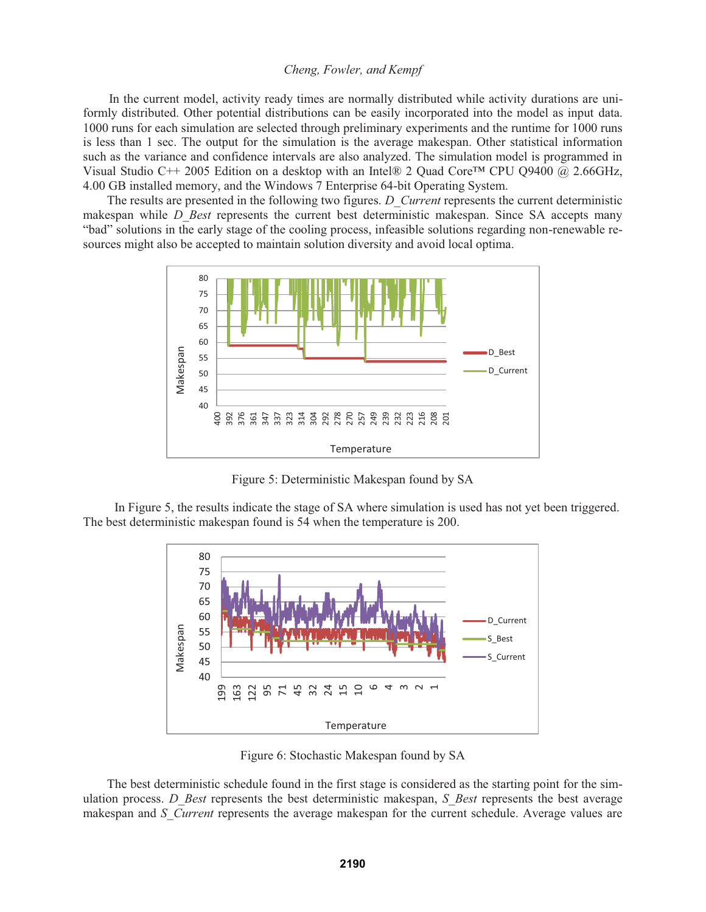In the current model, activity ready times are normally distributed while activity durations are uniformly distributed. Other potential distributions can be easily incorporated into the model as input data. 1000 runs for each simulation are selected through preliminary experiments and the runtime for 1000 runs is less than 1 sec. The output for the simulation is the average makespan. Other statistical information such as the variance and confidence intervals are also analyzed. The simulation model is programmed in Visual Studio C++ 2005 Edition on a desktop with an Intel® 2 Quad Core™ CPU Q9400 @ 2.66GHz, 4.00 GB installed memory, and the Windows 7 Enterprise 64-bit Operating System.

The results are presented in the following two figures. *D_Current* represents the current deterministic makespan while *D_Best* represents the current best deterministic makespan. Since SA accepts many "bad" solutions in the early stage of the cooling process, infeasible solutions regarding non-renewable resources might also be accepted to maintain solution diversity and avoid local optima.

Figure 5: Deterministic Makespan found by SA

In Figure 5, the results indicate the stage of SA where simulation is used has not yet been triggered. The best deterministic makespan found is 54 when the temperature is 200.

Figure 6: Stochastic Makespan found by SA

The best deterministic schedule found in the first stage is considered as the starting point for the simulation process. *D_Best* represents the best deterministic makespan, *S_Best* represents the best average makespan and *S_Current* represents the average makespan for the current schedule. Average values are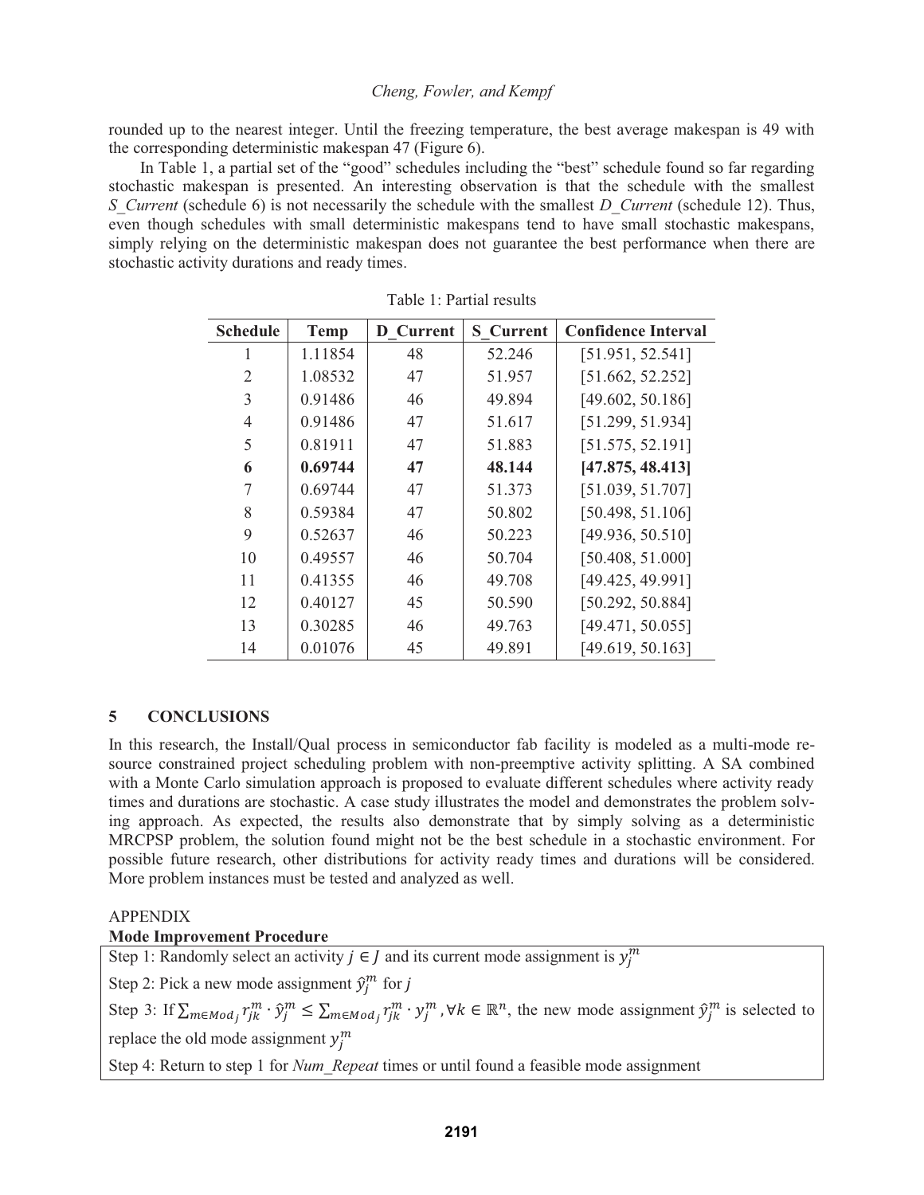rounded up to the nearest integer. Until the freezing temperature, the best average makespan is 49 with the corresponding deterministic makespan 47 (Figure 6).

In Table 1, a partial set of the "good" schedules including the "best" schedule found so far regarding stochastic makespan is presented. An interesting observation is that the schedule with the smallest *S_Current* (schedule 6) is not necessarily the schedule with the smallest *D_Current* (schedule 12). Thus, even though schedules with small deterministic makespans tend to have small stochastic makespans, simply relying on the deterministic makespan does not guarantee the best performance when there are stochastic activity durations and ready times.

Table 1: Partial results

| Schedule | Temp | D_Current | S_Current | Confidence Interval |
|---|---|---|---|---|
| 1 | 1.11854 | 48 | 52.246 | [51.951, 52.541] |
| 2 | 1.08532 | 47 | 51.957 | [51.662, 52.252] |
| 3 | 0.91486 | 46 | 49.894 | [49.602, 50.186] |
| 4 | 0.91486 | 47 | 51.617 | [51.299, 51.934] |
| 5 | 0.81911 | 47 | 51.883 | [51.575, 52.191] |
| **6** | **0.69744** | **47** | **48.144** | **[47.875, 48.413]** |
| 7 | 0.69744 | 47 | 51.373 | [51.039, 51.707] |
| 8 | 0.59384 | 47 | 50.802 | [50.498, 51.106] |
| 9 | 0.52637 | 46 | 50.223 | [49.936, 50.510] |
| 10 | 0.49557 | 46 | 50.704 | [50.408, 51.000] |
| 11 | 0.41355 | 46 | 49.708 | [49.425, 49.991] |
| 12 | 0.40127 | 45 | 50.590 | [50.292, 50.884] |
| 13 | 0.30285 | 46 | 49.763 | [49.471, 50.055] |
| 14 | 0.01076 | 45 | 49.891 | [49.619, 50.163] |

## 5 CONCLUSIONS

In this research, the Install/Qual process in semiconductor fab facility is modeled as a multi-mode resource constrained project scheduling problem with non-preemptive activity splitting. A SA combined with a Monte Carlo simulation approach is proposed to evaluate different schedules where activity ready times and durations are stochastic. A case study illustrates the model and demonstrates the problem solving approach. As expected, the results also demonstrate that by simply solving as a deterministic MRCPSP problem, the solution found might not be the best schedule in a stochastic environment. For possible future research, other distributions for activity ready times and durations will be considered. More problem instances must be tested and analyzed as well.

APPENDIX

**Mode Improvement Procedure**

Step 1: Randomly select an activity $j \in J$ and its current mode assignment is $y_j^m$

Step 2: Pick a new mode assignment $\hat{y}_j^m$ for $j$

Step 3: If $\sum_{m \in Mod_j} r_{jk}^m \cdot \hat{y}_j^m \leq \sum_{m \in Mod_j} r_{jk}^m \cdot y_j^m, \forall k \in \mathbb{R}^n$, the new mode assignment $\hat{y}_j^m$ is selected to replace the old mode assignment $y_j^m$

Step 4: Return to step 1 for *Num_Repeat* times or until found a feasible mode assignment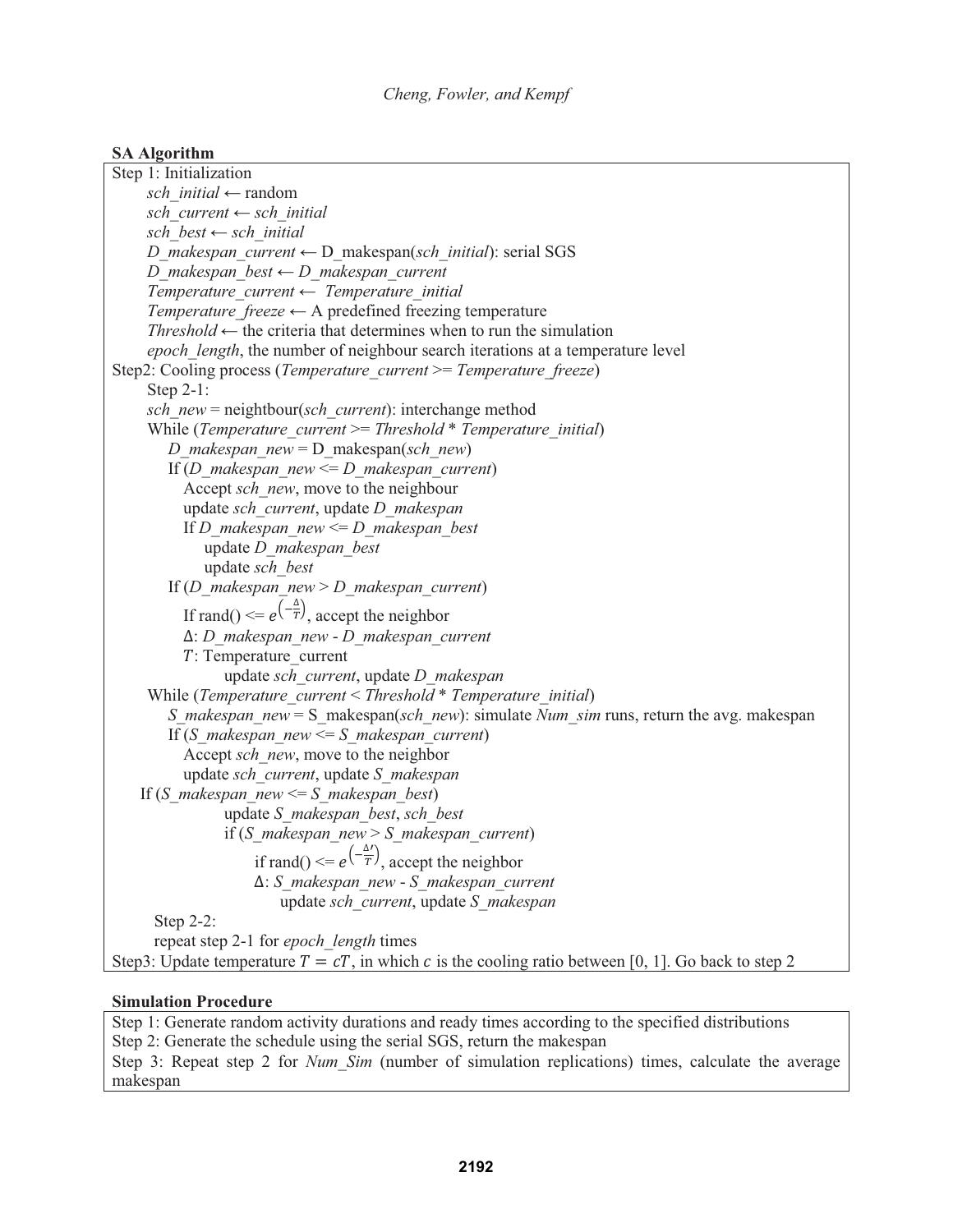**SA Algorithm**

```
Step 1: Initialization
    sch_initial ← random
    sch_current ← sch_initial
    sch_best ← sch_initial
    D_makespan_current ← D_makespan(sch_initial): serial SGS
    D_makespan_best ← D_makespan_current
    Temperature_current ← Temperature_initial
    Temperature_freeze ← A predefined freezing temperature
    Threshold ← the criteria that determines when to run the simulation
    epoch_length, the number of neighbour search iterations at a temperature level
Step2: Cooling process (Temperature_current >= Temperature_freeze)
    Step 2-1:
    sch_new = neightbour(sch_current): interchange method
    While (Temperature_current >= Threshold * Temperature_initial)
        D_makespan_new = D_makespan(sch_new)
        If (D_makespan_new <= D_makespan_current)
            Accept sch_new, move to the neighbour
            update sch_current, update D_makespan
            If D_makespan_new <= D_makespan_best
                update D_makespan_best
                update sch_best
        If (D_makespan_new > D_makespan_current)
            If rand() <= e^(-Δ/T), accept the neighbor
            Δ: D_makespan_new - D_makespan_current
            T: Temperature_current
                update sch_current, update D_makespan
    While (Temperature_current < Threshold * Temperature_initial)
        S_makespan_new = S_makespan(sch_new): simulate Num_sim runs, return the avg. makespan
        If (S_makespan_new <= S_makespan_current)
            Accept sch_new, move to the neighbor
            update sch_current, update S_makespan
    If (S_makespan_new <= S_makespan_best)
                update S_makespan_best, sch_best
                if (S_makespan_new > S_makespan_current)
                    if rand() <= e^(-Δ'/T), accept the neighbor
                    Δ: S_makespan_new - S_makespan_current
                        update sch_current, update S_makespan
    Step 2-2:
    repeat step 2-1 for epoch_length times
Step3: Update temperature T = cT, in which c is the cooling ratio between [0, 1]. Go back to step 2
```

**Simulation Procedure**

Step 1: Generate random activity durations and ready times according to the specified distributions

Step 2: Generate the schedule using the serial SGS, return the makespan

Step 3: Repeat step 2 for *Num_Sim* (number of simulation replications) times, calculate the average makespan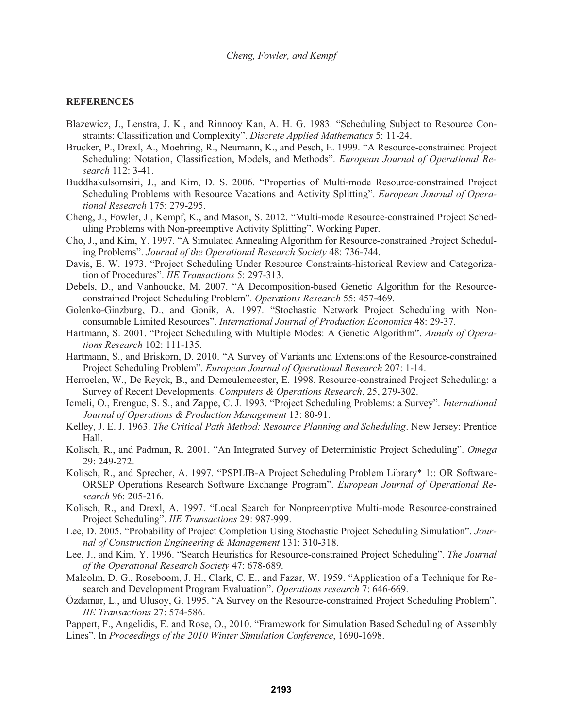## REFERENCES

Blazewicz, J., Lenstra, J. K., and Rinnooy Kan, A. H. G. 1983. "Scheduling Subject to Resource Constraints: Classification and Complexity". *Discrete Applied Mathematics* 5: 11-24.

Brucker, P., Drexl, A., Moehring, R., Neumann, K., and Pesch, E. 1999. "A Resource-constrained Project Scheduling: Notation, Classification, Models, and Methods". *European Journal of Operational Research* 112: 3-41.

Buddhakulsomsiri, J., and Kim, D. S. 2006. "Properties of Multi-mode Resource-constrained Project Scheduling Problems with Resource Vacations and Activity Splitting". *European Journal of Operational Research* 175: 279-295.

Cheng, J., Fowler, J., Kempf, K., and Mason, S. 2012. "Multi-mode Resource-constrained Project Scheduling Problems with Non-preemptive Activity Splitting". Working Paper.

Cho, J., and Kim, Y. 1997. "A Simulated Annealing Algorithm for Resource-constrained Project Scheduling Problems". *Journal of the Operational Research Society* 48: 736-744.

Davis, E. W. 1973. "Project Scheduling Under Resource Constraints-historical Review and Categorization of Procedures". *IIE Transactions* 5: 297-313.

Debels, D., and Vanhoucke, M. 2007. "A Decomposition-based Genetic Algorithm for the Resource-constrained Project Scheduling Problem". *Operations Research* 55: 457-469.

Golenko-Ginzburg, D., and Gonik, A. 1997. "Stochastic Network Project Scheduling with Non-consumable Limited Resources". *International Journal of Production Economics* 48: 29-37.

Hartmann, S. 2001. "Project Scheduling with Multiple Modes: A Genetic Algorithm". *Annals of Operations Research* 102: 111-135.

Hartmann, S., and Briskorn, D. 2010. "A Survey of Variants and Extensions of the Resource-constrained Project Scheduling Problem". *European Journal of Operational Research* 207: 1-14.

Herroelen, W., De Reyck, B., and Demeulemeester, E. 1998. Resource-constrained Project Scheduling: a Survey of Recent Developments. *Computers & Operations Research*, 25, 279-302.

Icmeli, O., Erenguc, S. S., and Zappe, C. J. 1993. "Project Scheduling Problems: a Survey". *International Journal of Operations & Production Management* 13: 80-91.

Kelley, J. E. J. 1963. *The Critical Path Method: Resource Planning and Scheduling*. New Jersey: Prentice Hall.

Kolisch, R., and Padman, R. 2001. "An Integrated Survey of Deterministic Project Scheduling". *Omega* 29: 249-272.

Kolisch, R., and Sprecher, A. 1997. "PSPLIB-A Project Scheduling Problem Library* 1:: OR Software-ORSEP Operations Research Software Exchange Program". *European Journal of Operational Research* 96: 205-216.

Kolisch, R., and Drexl, A. 1997. "Local Search for Nonpreemptive Multi-mode Resource-constrained Project Scheduling". *IIE Transactions* 29: 987-999.

Lee, D. 2005. "Probability of Project Completion Using Stochastic Project Scheduling Simulation". *Journal of Construction Engineering & Management* 131: 310-318.

Lee, J., and Kim, Y. 1996. "Search Heuristics for Resource-constrained Project Scheduling". *The Journal of the Operational Research Society* 47: 678-689.

Malcolm, D. G., Roseboom, J. H., Clark, C. E., and Fazar, W. 1959. "Application of a Technique for Research and Development Program Evaluation". *Operations research* 7: 646-669.

Özdamar, L., and Ulusoy, G. 1995. "A Survey on the Resource-constrained Project Scheduling Problem". *IIE Transactions* 27: 574-586.

Pappert, F., Angelidis, E. and Rose, O., 2010. "Framework for Simulation Based Scheduling of Assembly Lines". In *Proceedings of the 2010 Winter Simulation Conference*, 1690-1698.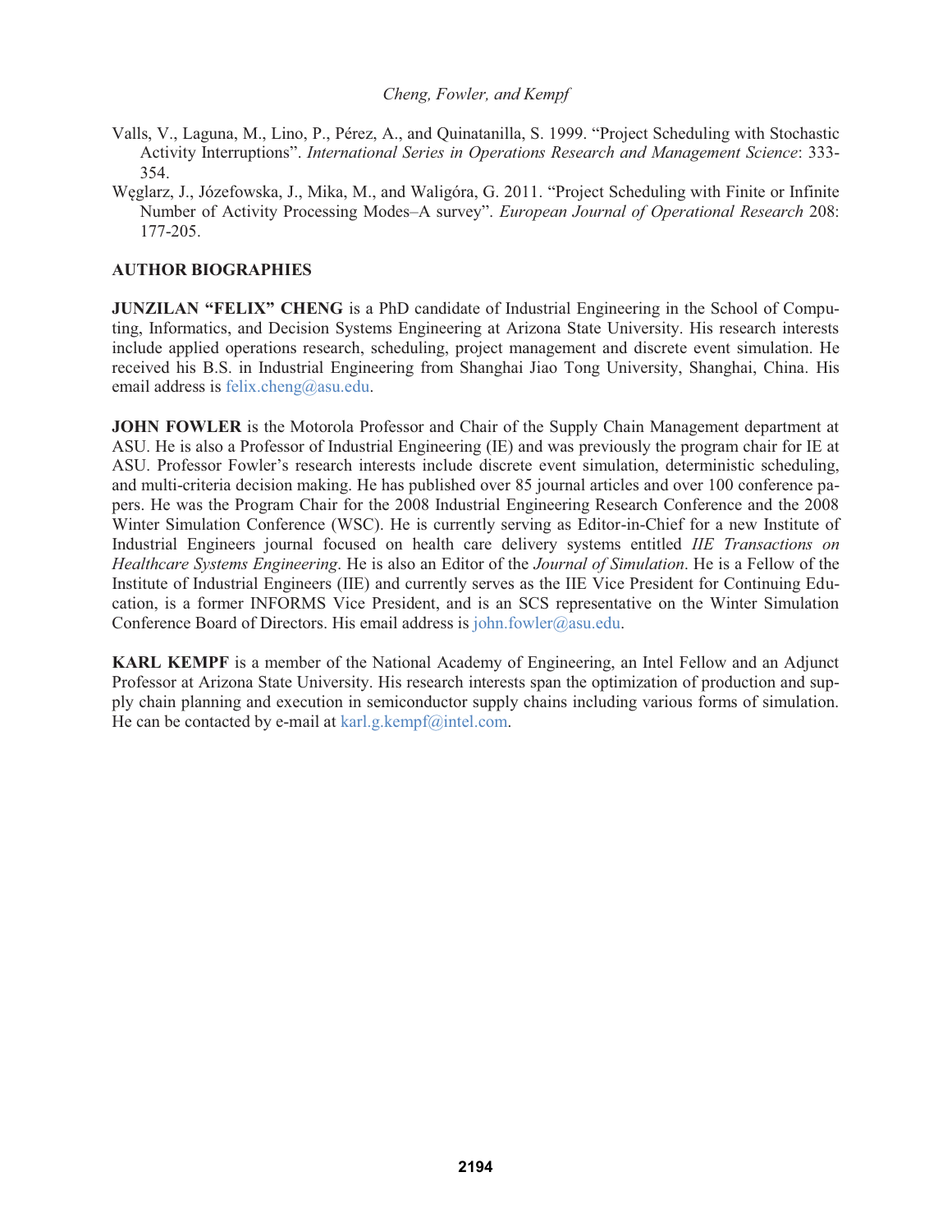Valls, V., Laguna, M., Lino, P., Pérez, A., and Quinatanilla, S. 1999. "Project Scheduling with Stochastic Activity Interruptions". *International Series in Operations Research and Management Science*: 333-354.

Węglarz, J., Józefowska, J., Mika, M., and Waligóra, G. 2011. "Project Scheduling with Finite or Infinite Number of Activity Processing Modes–A survey". *European Journal of Operational Research* 208: 177-205.

## AUTHOR BIOGRAPHIES

**JUNZILAN "FELIX" CHENG** is a PhD candidate of Industrial Engineering in the School of Computing, Informatics, and Decision Systems Engineering at Arizona State University. His research interests include applied operations research, scheduling, project management and discrete event simulation. He received his B.S. in Industrial Engineering from Shanghai Jiao Tong University, Shanghai, China. His email address is felix.cheng@asu.edu.

**JOHN FOWLER** is the Motorola Professor and Chair of the Supply Chain Management department at ASU. He is also a Professor of Industrial Engineering (IE) and was previously the program chair for IE at ASU. Professor Fowler's research interests include discrete event simulation, deterministic scheduling, and multi-criteria decision making. He has published over 85 journal articles and over 100 conference papers. He was the Program Chair for the 2008 Industrial Engineering Research Conference and the 2008 Winter Simulation Conference (WSC). He is currently serving as Editor-in-Chief for a new Institute of Industrial Engineers journal focused on health care delivery systems entitled *IIE Transactions on Healthcare Systems Engineering*. He is also an Editor of the *Journal of Simulation*. He is a Fellow of the Institute of Industrial Engineers (IIE) and currently serves as the IIE Vice President for Continuing Education, is a former INFORMS Vice President, and is an SCS representative on the Winter Simulation Conference Board of Directors. His email address is john.fowler@asu.edu.

**KARL KEMPF** is a member of the National Academy of Engineering, an Intel Fellow and an Adjunct Professor at Arizona State University. His research interests span the optimization of production and supply chain planning and execution in semiconductor supply chains including various forms of simulation. He can be contacted by e-mail at karl.g.kempf@intel.com.